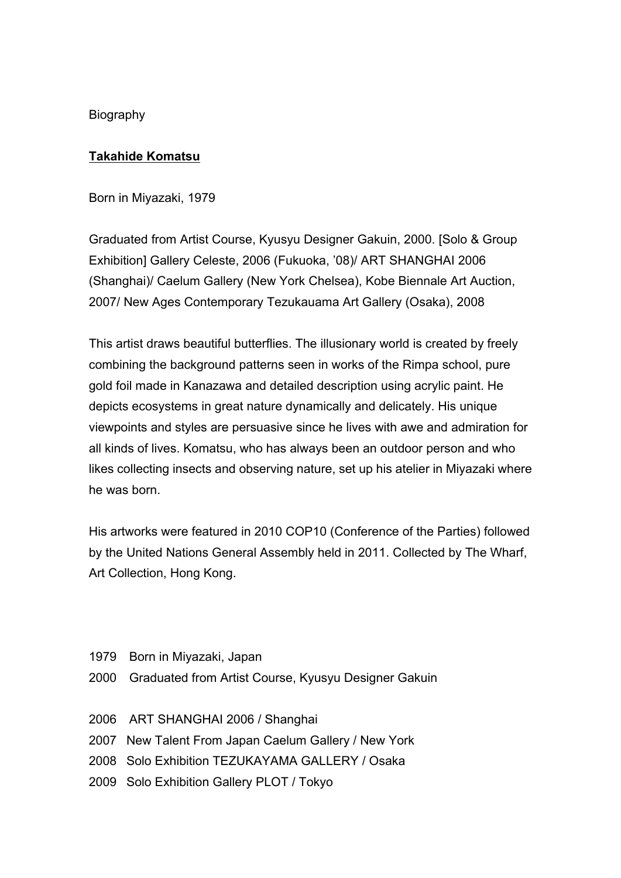Biography

**Takahide Komatsu**

Born in Miyazaki, 1979

Graduated from Artist Course, Kyusyu Designer Gakuin, 2000. [Solo & Group Exhibition] Gallery Celeste, 2006 (Fukuoka, '08)/ ART SHANGHAI 2006 (Shanghai)/ Caelum Gallery (New York Chelsea), Kobe Biennale Art Auction, 2007/ New Ages Contemporary Tezukauama Art Gallery (Osaka), 2008

This artist draws beautiful butterflies. The illusionary world is created by freely combining the background patterns seen in works of the Rimpa school, pure gold foil made in Kanazawa and detailed description using acrylic paint. He depicts ecosystems in great nature dynamically and delicately. His unique viewpoints and styles are persuasive since he lives with awe and admiration for all kinds of lives. Komatsu, who has always been an outdoor person and who likes collecting insects and observing nature, set up his atelier in Miyazaki where he was born.

His artworks were featured in 2010 COP10 (Conference of the Parties) followed by the United Nations General Assembly held in 2011. Collected by The Wharf, Art Collection, Hong Kong.

1979 Born in Miyazaki, Japan
2000 Graduated from Artist Course, Kyusyu Designer Gakuin

2006 ART SHANGHAI 2006 / Shanghai
2007 New Talent From Japan Caelum Gallery / New York
2008 Solo Exhibition TEZUKAYAMA GALLERY / Osaka
2009 Solo Exhibition Gallery PLOT / Tokyo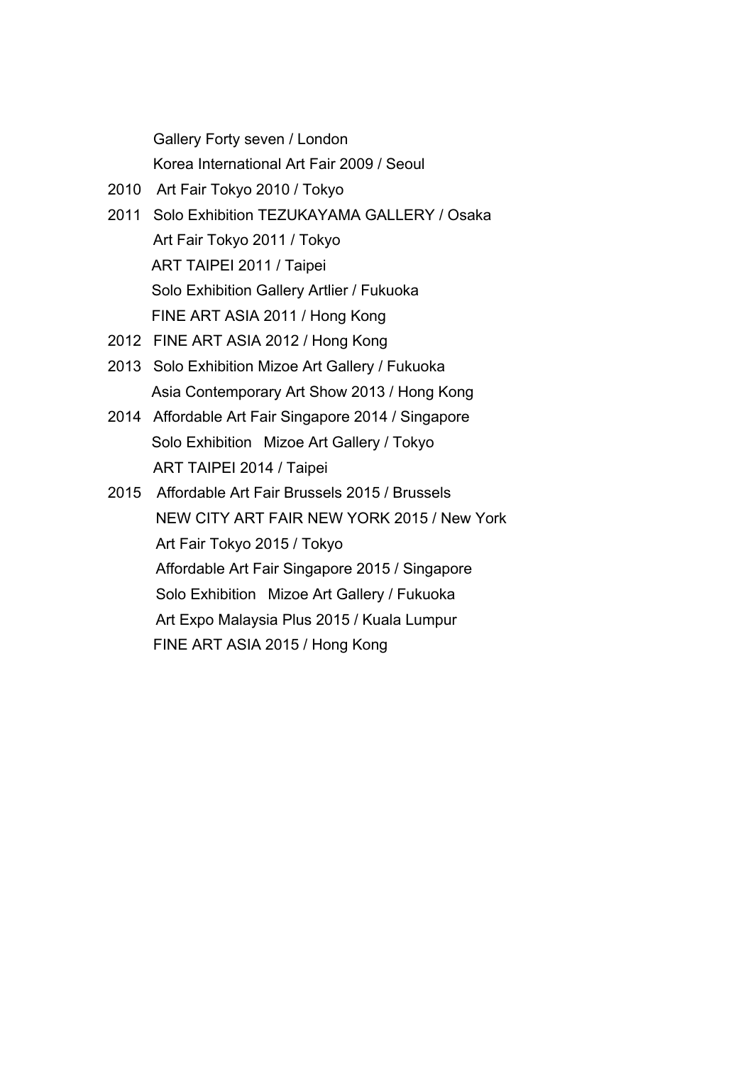Gallery Forty seven / London

Korea International Art Fair 2009 / Seoul

2010 Art Fair Tokyo 2010 / Tokyo

2011 Solo Exhibition TEZUKAYAMA GALLERY / Osaka

Art Fair Tokyo 2011 / Tokyo

ART TAIPEI 2011 / Taipei

Solo Exhibition Gallery Artlier / Fukuoka

FINE ART ASIA 2011 / Hong Kong

2012 FINE ART ASIA 2012 / Hong Kong

2013 Solo Exhibition Mizoe Art Gallery / Fukuoka

Asia Contemporary Art Show 2013 / Hong Kong

2014 Affordable Art Fair Singapore 2014 / Singapore

Solo Exhibition Mizoe Art Gallery / Tokyo

ART TAIPEI 2014 / Taipei

2015 Affordable Art Fair Brussels 2015 / Brussels

NEW CITY ART FAIR NEW YORK 2015 / New York

Art Fair Tokyo 2015 / Tokyo

Affordable Art Fair Singapore 2015 / Singapore

Solo Exhibition Mizoe Art Gallery / Fukuoka

Art Expo Malaysia Plus 2015 / Kuala Lumpur

FINE ART ASIA 2015 / Hong Kong